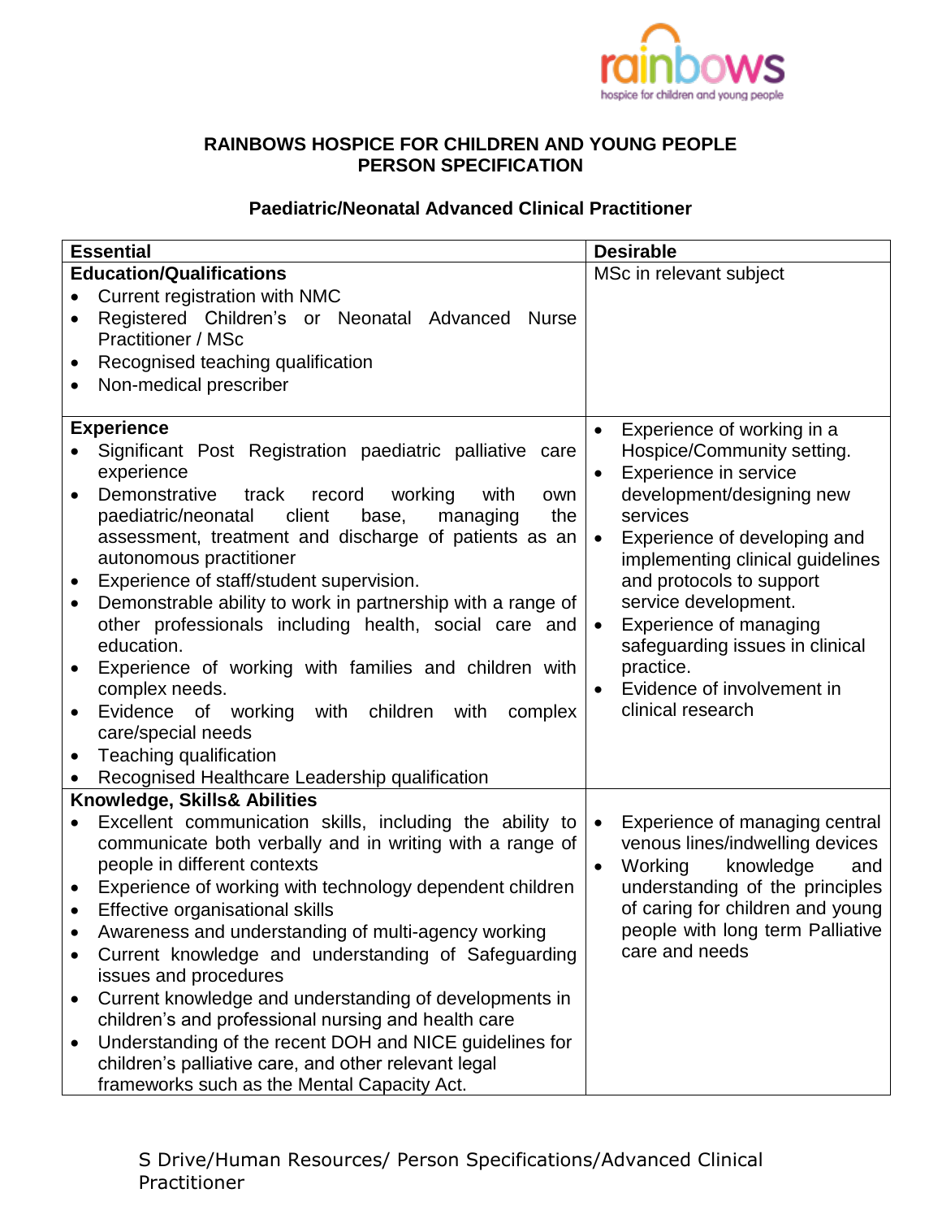# RAINBOWS HOSPICE FOR CHILDREN AND YOUNG PEOPLE
# PERSON SPECIFICATION

## Paediatric/Neonatal Advanced Clinical Practitioner

| Essential | Desirable |
|---|---|
| **Education/Qualifications**<br>• Current registration with NMC<br>• Registered Children's or Neonatal Advanced Nurse Practitioner / MSc<br>• Recognised teaching qualification<br>• Non-medical prescriber | MSc in relevant subject |
| **Experience**<br>• Significant Post Registration paediatric palliative care experience<br>• Demonstrative track record working with own paediatric/neonatal client base, managing the assessment, treatment and discharge of patients as an autonomous practitioner<br>• Experience of staff/student supervision.<br>• Demonstrable ability to work in partnership with a range of other professionals including health, social care and education.<br>• Experience of working with families and children with complex needs.<br>• Evidence of working with children with complex care/special needs<br>• Teaching qualification<br>• Recognised Healthcare Leadership qualification | • Experience of working in a Hospice/Community setting.<br>• Experience in service development/designing new services<br>• Experience of developing and implementing clinical guidelines and protocols to support service development.<br>• Experience of managing safeguarding issues in clinical practice.<br>• Evidence of involvement in clinical research |
| **Knowledge, Skills& Abilities**<br>• Excellent communication skills, including the ability to communicate both verbally and in writing with a range of people in different contexts<br>• Experience of working with technology dependent children<br>• Effective organisational skills<br>• Awareness and understanding of multi-agency working<br>• Current knowledge and understanding of Safeguarding issues and procedures<br>• Current knowledge and understanding of developments in children's and professional nursing and health care<br>• Understanding of the recent DOH and NICE guidelines for children's palliative care, and other relevant legal frameworks such as the Mental Capacity Act. | • Experience of managing central venous lines/indwelling devices<br>• Working knowledge and understanding of the principles of caring for children and young people with long term Palliative care and needs |

S Drive/Human Resources/ Person Specifications/Advanced Clinical Practitioner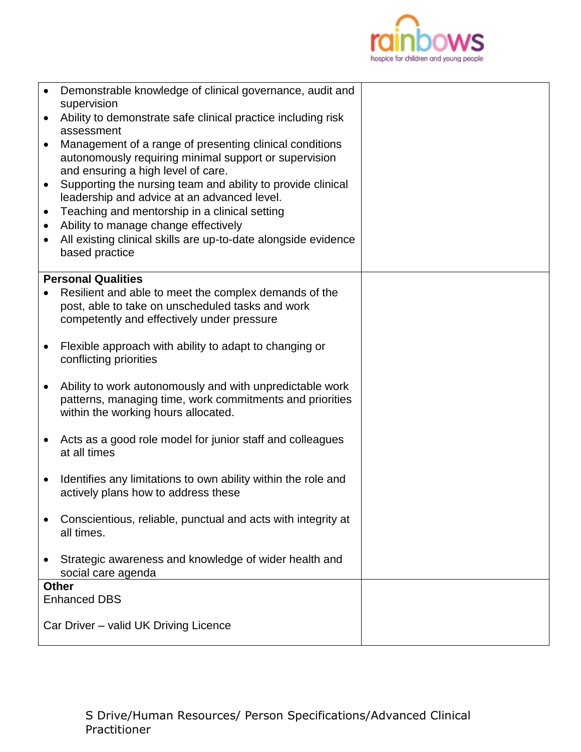| | |
|---|---|
| • Demonstrable knowledge of clinical governance, audit and supervision<br>• Ability to demonstrate safe clinical practice including risk assessment<br>• Management of a range of presenting clinical conditions autonomously requiring minimal support or supervision and ensuring a high level of care.<br>• Supporting the nursing team and ability to provide clinical leadership and advice at an advanced level.<br>• Teaching and mentorship in a clinical setting<br>• Ability to manage change effectively<br>• All existing clinical skills are up-to-date alongside evidence based practice | |
| **Personal Qualities**<br>• Resilient and able to meet the complex demands of the post, able to take on unscheduled tasks and work competently and effectively under pressure<br>• Flexible approach with ability to adapt to changing or conflicting priorities<br>• Ability to work autonomously and with unpredictable work patterns, managing time, work commitments and priorities within the working hours allocated.<br>• Acts as a good role model for junior staff and colleagues at all times<br>• Identifies any limitations to own ability within the role and actively plans how to address these<br>• Conscientious, reliable, punctual and acts with integrity at all times.<br>• Strategic awareness and knowledge of wider health and social care agenda | |
| **Other**<br>Enhanced DBS<br><br>Car Driver – valid UK Driving Licence | |

S Drive/Human Resources/ Person Specifications/Advanced Clinical Practitioner